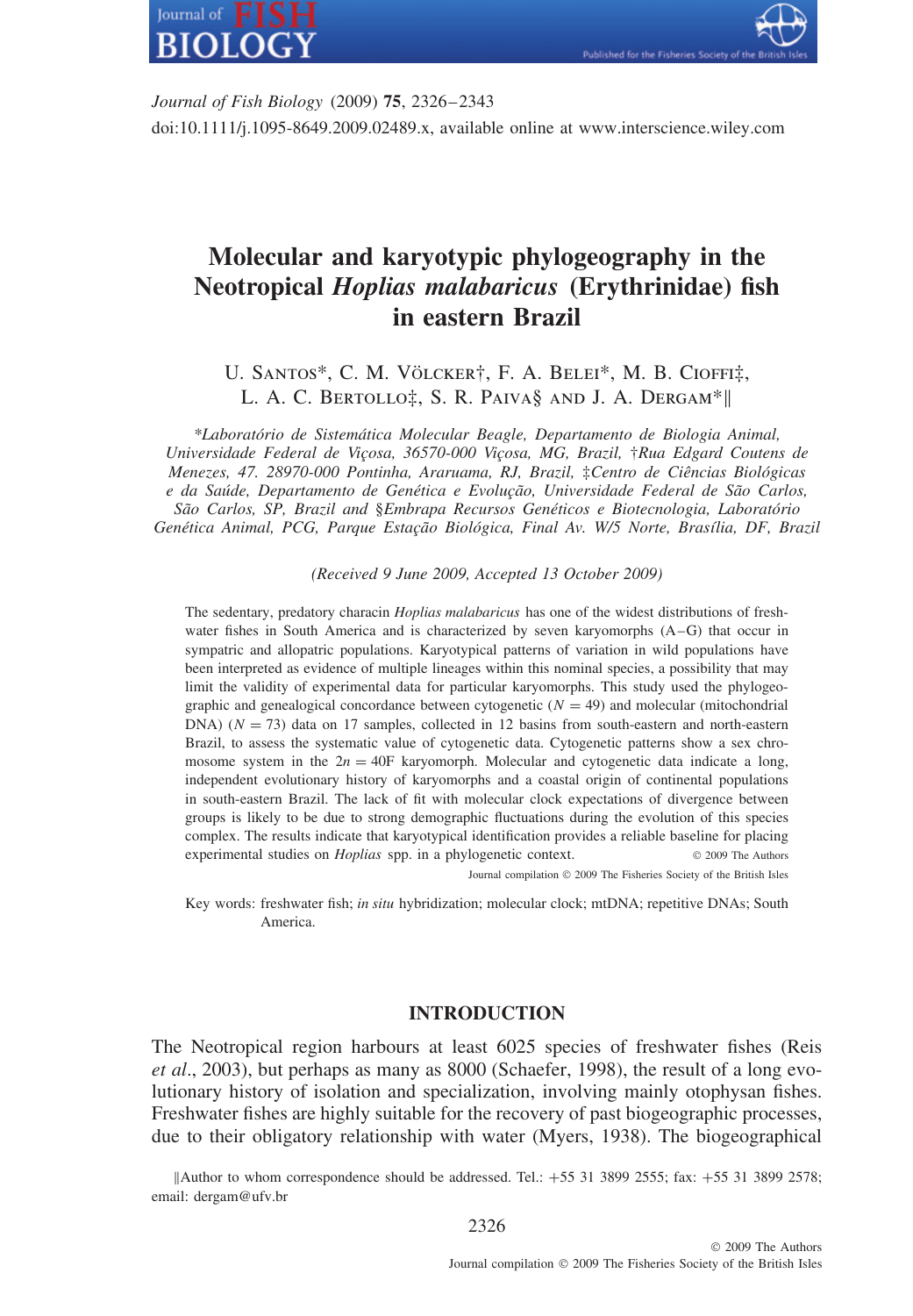# Molecular and karyotypic phylogeography in the Neotropical *Hoplias malabaricus* (Erythrinidae) fish in eastern Brazil

U. Santos\*, C. M. Völcker†, F. A. Belei\*, M. B. Cioffi‡, L. A. C. Bertollo‡, S. R. Paiva§ and J. A. Dergam\*‖

*\*Laboratório de Sistemática Molecular Beagle, Departamento de Biologia Animal, Universidade Federal de Viçosa, 36570-000 Viçosa, MG, Brazil, †Rua Edgard Coutens de Menezes, 47. 28970-000 Pontinha, Araruama, RJ, Brazil, ‡Centro de Ciências Biológicas e da Saúde, Departamento de Genética e Evolução, Universidade Federal de São Carlos, São Carlos, SP, Brazil and §Embrapa Recursos Genéticos e Biotecnologia, Laboratório Genética Animal, PCG, Parque Estação Biológica, Final Av. W/5 Norte, Brasília, DF, Brazil*

*(Received 9 June 2009, Accepted 13 October 2009)*

The sedentary, predatory characin *Hoplias malabaricus* has one of the widest distributions of freshwater fishes in South America and is characterized by seven karyomorphs (A–G) that occur in sympatric and allopatric populations. Karyotypical patterns of variation in wild populations have been interpreted as evidence of multiple lineages within this nominal species, a possibility that may limit the validity of experimental data for particular karyomorphs. This study used the phylogeographic and genealogical concordance between cytogenetic ($N = 49$) and molecular (mitochondrial DNA) ($N = 73$) data on 17 samples, collected in 12 basins from south-eastern and north-eastern Brazil, to assess the systematic value of cytogenetic data. Cytogenetic patterns show a sex chromosome system in the $2n = 40$F karyomorph. Molecular and cytogenetic data indicate a long, independent evolutionary history of karyomorphs and a coastal origin of continental populations in south-eastern Brazil. The lack of fit with molecular clock expectations of divergence between groups is likely to be due to strong demographic fluctuations during the evolution of this species complex. The results indicate that karyotypical identification provides a reliable baseline for placing experimental studies on *Hoplias* spp. in a phylogenetic context.

© 2009 The Authors
Journal compilation © 2009 The Fisheries Society of the British Isles

Key words: freshwater fish; *in situ* hybridization; molecular clock; mtDNA; repetitive DNAs; South America.

## INTRODUCTION

The Neotropical region harbours at least 6025 species of freshwater fishes (Reis *et al.*, 2003), but perhaps as many as 8000 (Schaefer, 1998), the result of a long evolutionary history of isolation and specialization, involving mainly otophysan fishes. Freshwater fishes are highly suitable for the recovery of past biogeographic processes, due to their obligatory relationship with water (Myers, 1938). The biogeographical

‖Author to whom correspondence should be addressed. Tel.: +55 31 3899 2555; fax: +55 31 3899 2578; email: dergam@ufv.br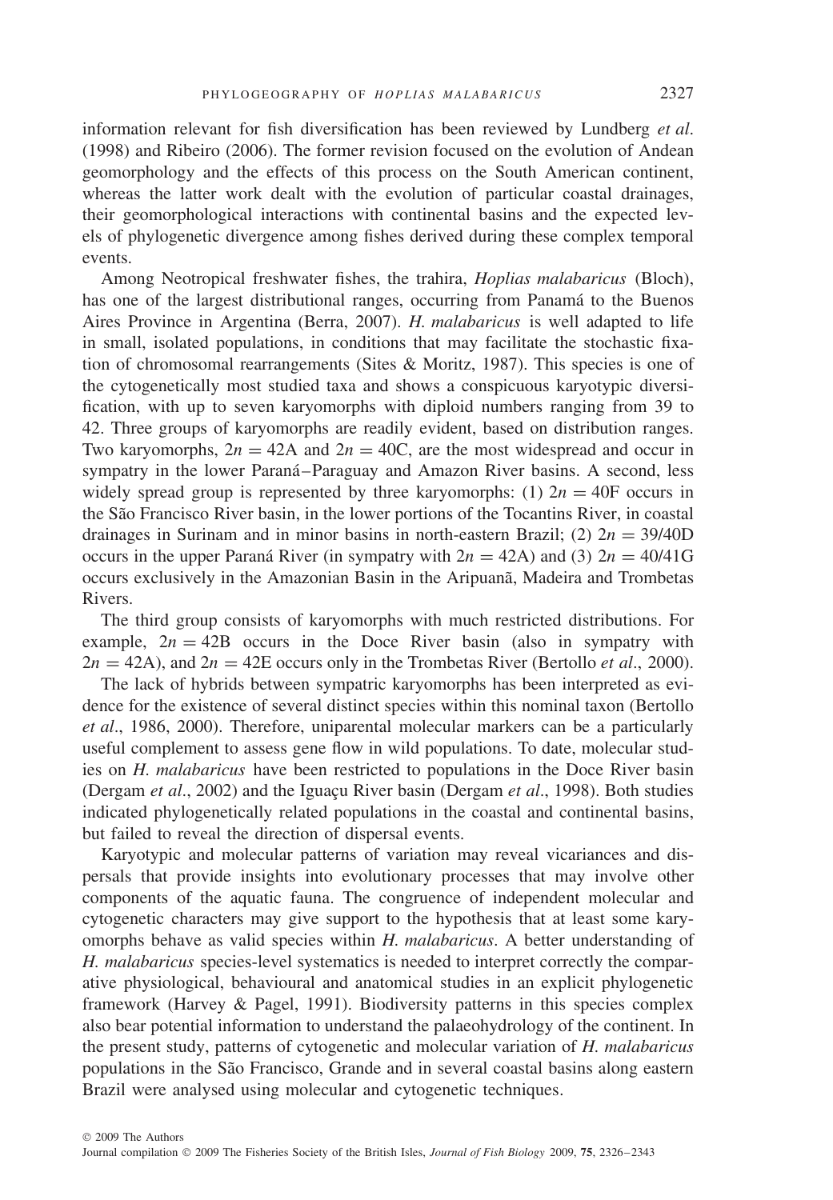information relevant for fish diversification has been reviewed by Lundberg *et al.* (1998) and Ribeiro (2006). The former revision focused on the evolution of Andean geomorphology and the effects of this process on the South American continent, whereas the latter work dealt with the evolution of particular coastal drainages, their geomorphological interactions with continental basins and the expected levels of phylogenetic divergence among fishes derived during these complex temporal events.

Among Neotropical freshwater fishes, the trahira, *Hoplias malabaricus* (Bloch), has one of the largest distributional ranges, occurring from Panamá to the Buenos Aires Province in Argentina (Berra, 2007). *H. malabaricus* is well adapted to life in small, isolated populations, in conditions that may facilitate the stochastic fixation of chromosomal rearrangements (Sites & Moritz, 1987). This species is one of the cytogenetically most studied taxa and shows a conspicuous karyotypic diversification, with up to seven karyomorphs with diploid numbers ranging from 39 to 42. Three groups of karyomorphs are readily evident, based on distribution ranges. Two karyomorphs, $2n = 42$A and $2n = 40$C, are the most widespread and occur in sympatry in the lower Paraná–Paraguay and Amazon River basins. A second, less widely spread group is represented by three karyomorphs: (1) $2n = 40$F occurs in the São Francisco River basin, in the lower portions of the Tocantins River, in coastal drainages in Surinam and in minor basins in north-eastern Brazil; (2) $2n = 39/40$D occurs in the upper Paraná River (in sympatry with $2n = 42$A) and (3) $2n = 40/41$G occurs exclusively in the Amazonian Basin in the Aripuanã, Madeira and Trombetas Rivers.

The third group consists of karyomorphs with much restricted distributions. For example, $2n = 42$B occurs in the Doce River basin (also in sympatry with $2n = 42$A), and $2n = 42$E occurs only in the Trombetas River (Bertollo *et al.*, 2000).

The lack of hybrids between sympatric karyomorphs has been interpreted as evidence for the existence of several distinct species within this nominal taxon (Bertollo *et al.*, 1986, 2000). Therefore, uniparental molecular markers can be a particularly useful complement to assess gene flow in wild populations. To date, molecular studies on *H. malabaricus* have been restricted to populations in the Doce River basin (Dergam *et al.*, 2002) and the Iguaçu River basin (Dergam *et al.*, 1998). Both studies indicated phylogenetically related populations in the coastal and continental basins, but failed to reveal the direction of dispersal events.

Karyotypic and molecular patterns of variation may reveal vicariances and dispersals that provide insights into evolutionary processes that may involve other components of the aquatic fauna. The congruence of independent molecular and cytogenetic characters may give support to the hypothesis that at least some karyomorphs behave as valid species within *H. malabaricus*. A better understanding of *H. malabaricus* species-level systematics is needed to interpret correctly the comparative physiological, behavioural and anatomical studies in an explicit phylogenetic framework (Harvey & Pagel, 1991). Biodiversity patterns in this species complex also bear potential information to understand the palaeohydrology of the continent. In the present study, patterns of cytogenetic and molecular variation of *H. malabaricus* populations in the São Francisco, Grande and in several coastal basins along eastern Brazil were analysed using molecular and cytogenetic techniques.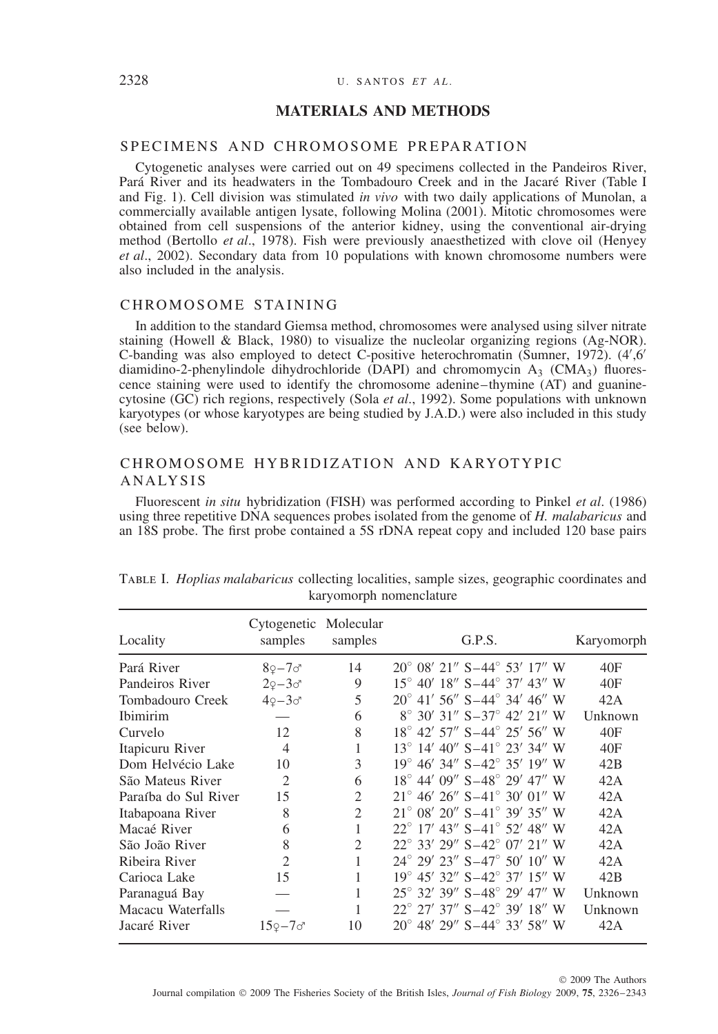## MATERIALS AND METHODS

### SPECIMENS AND CHROMOSOME PREPARATION

Cytogenetic analyses were carried out on 49 specimens collected in the Pandeiros River, Pará River and its headwaters in the Tombadouro Creek and in the Jacaré River (Table I and Fig. 1). Cell division was stimulated *in vivo* with two daily applications of Munolan, a commercially available antigen lysate, following Molina (2001). Mitotic chromosomes were obtained from cell suspensions of the anterior kidney, using the conventional air-drying method (Bertollo *et al*., 1978). Fish were previously anaesthetized with clove oil (Henyey *et al*., 2002). Secondary data from 10 populations with known chromosome numbers were also included in the analysis.

### CHROMOSOME STAINING

In addition to the standard Giemsa method, chromosomes were analysed using silver nitrate staining (Howell & Black, 1980) to visualize the nucleolar organizing regions (Ag-NOR). C-banding was also employed to detect C-positive heterochromatin (Sumner, 1972). (4′,6′ diamidino-2-phenylindole dihydrochloride (DAPI) and chromomycin $A_3$ ($CMA_3$) fluorescence staining were used to identify the chromosome adenine–thymine (AT) and guanine-cytosine (GC) rich regions, respectively (Sola *et al*., 1992). Some populations with unknown karyotypes (or whose karyotypes are being studied by J.A.D.) were also included in this study (see below).

### CHROMOSOME HYBRIDIZATION AND KARYOTYPIC ANALYSIS

Fluorescent *in situ* hybridization (FISH) was performed according to Pinkel *et al*. (1986) using three repetitive DNA sequences probes isolated from the genome of *H. malabaricus* and an 18S probe. The first probe contained a 5S rDNA repeat copy and included 120 base pairs

TABLE I. *Hoplias malabaricus* collecting localities, sample sizes, geographic coordinates and karyomorph nomenclature

| Locality | Cytogenetic samples | Molecular samples | G.P.S. | Karyomorph |
|---|---|---|---|---|
| Pará River | 8♀–7♂ | 14 | 20° 08′ 21″ S–44° 53′ 17″ W | 40F |
| Pandeiros River | 2♀–3♂ | 9 | 15° 40′ 18″ S–44° 37′ 43″ W | 40F |
| Tombadouro Creek | 4♀–3♂ | 5 | 20° 41′ 56″ S–44° 34′ 46″ W | 42A |
| Ibimirim | — | 6 | 8° 30′ 31″ S–37° 42′ 21″ W | Unknown |
| Curvelo | 12 | 8 | 18° 42′ 57″ S–44° 25′ 56″ W | 40F |
| Itapicuru River | 4 | 1 | 13° 14′ 40″ S–41° 23′ 34″ W | 40F |
| Dom Helvécio Lake | 10 | 3 | 19° 46′ 34″ S–42° 35′ 19″ W | 42B |
| São Mateus River | 2 | 6 | 18° 44′ 09″ S–48° 29′ 47″ W | 42A |
| Paraíba do Sul River | 15 | 2 | 21° 46′ 26″ S–41° 30′ 01″ W | 42A |
| Itabapoana River | 8 | 2 | 21° 08′ 20″ S–41° 39′ 35″ W | 42A |
| Macaé River | 6 | 1 | 22° 17′ 43″ S–41° 52′ 48″ W | 42A |
| São João River | 8 | 2 | 22° 33′ 29″ S–42° 07′ 21″ W | 42A |
| Ribeira River | 2 | 1 | 24° 29′ 23″ S–47° 50′ 10″ W | 42A |
| Carioca Lake | 15 | 1 | 19° 45′ 32″ S–42° 37′ 15″ W | 42B |
| Paranaguá Bay | — | 1 | 25° 32′ 39″ S–48° 29′ 47″ W | Unknown |
| Macacu Waterfalls | — | 1 | 22° 27′ 37″ S–42° 39′ 18″ W | Unknown |
| Jacaré River | 15♀–7♂ | 10 | 20° 48′ 29″ S–44° 33′ 58″ W | 42A |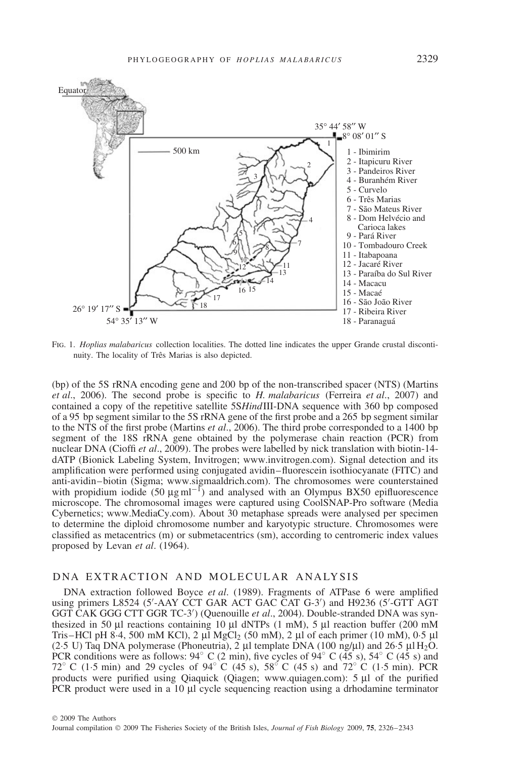Fig. 1. *Hoplias malabaricus* collection localities. The dotted line indicates the upper Grande crustal discontinuity. The locality of Três Marias is also depicted.

(bp) of the 5S rRNA encoding gene and 200 bp of the non-transcribed spacer (NTS) (Martins *et al*., 2006). The second probe is specific to *H. malabaricus* (Ferreira *et al*., 2007) and contained a copy of the repetitive satellite 5S*Hind*III-DNA sequence with 360 bp composed of a 95 bp segment similar to the 5S rRNA gene of the first probe and a 265 bp segment similar to the NTS of the first probe (Martins *et al*., 2006). The third probe corresponded to a 1400 bp segment of the 18S rRNA gene obtained by the polymerase chain reaction (PCR) from nuclear DNA (Cioffi *et al*., 2009). The probes were labelled by nick translation with biotin-14-dATP (Bionick Labeling System, Invitrogen; www.invitrogen.com). Signal detection and its amplification were performed using conjugated avidin–fluorescein isothiocyanate (FITC) and anti-avidin–biotin (Sigma; www.sigmaaldrich.com). The chromosomes were counterstained with propidium iodide (50 $\mu$g ml$^{-1}$) and analysed with an Olympus BX50 epifluorescence microscope. The chromosomal images were captured using CoolSNAP-Pro software (Media Cybernetics; www.MediaCy.com). About 30 metaphase spreads were analysed per specimen to determine the diploid chromosome number and karyotypic structure. Chromosomes were classified as metacentrics (m) or submetacentrics (sm), according to centromeric index values proposed by Levan *et al*. (1964).

## DNA EXTRACTION AND MOLECULAR ANALYSIS

DNA extraction followed Boyce *et al*. (1989). Fragments of ATPase 6 were amplified using primers L8524 (5′-AAY CCT GAR ACT GAC CAT G-3′) and H9236 (5′-GTT AGT GGT CAK GGG CTT GGR TC-3′) (Quenouille *et al*., 2004). Double-stranded DNA was synthesized in 50 µl reactions containing 10 µl dNTPs (1 mM), 5 µl reaction buffer (200 mM Tris–HCl pH 8·4, 500 mM KCl), 2 µl $MgCl_2$ (50 mM), 2 µl of each primer (10 mM), 0·5 µl (2·5 U) Taq DNA polymerase (Phoneutria), 2 µl template DNA (100 ng/µl) and 26·5 µl $H_2O$. PCR conditions were as follows: 94° C (2 min), five cycles of 94° C (45 s), 54° C (45 s) and 72° C (1·5 min) and 29 cycles of 94° C (45 s), 58° C (45 s) and 72° C (1·5 min). PCR products were purified using Qiaquick (Qiagen; www.quiagen.com): 5 µl of the purified PCR product were used in a 10 µl cycle sequencing reaction using a drhodamine terminator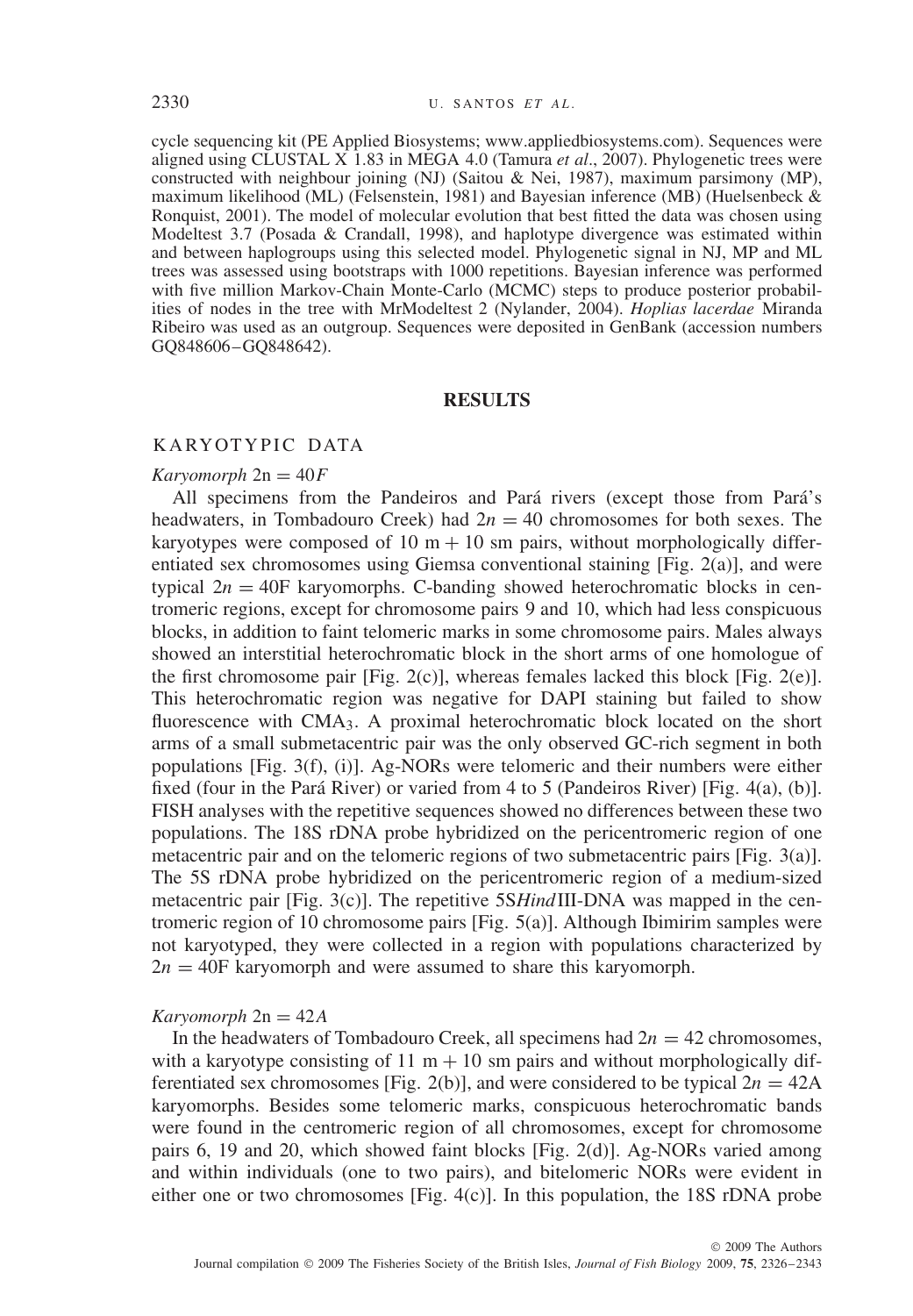cycle sequencing kit (PE Applied Biosystems; www.appliedbiosystems.com). Sequences were aligned using CLUSTAL X 1.83 in MEGA 4.0 (Tamura *et al*., 2007). Phylogenetic trees were constructed with neighbour joining (NJ) (Saitou & Nei, 1987), maximum parsimony (MP), maximum likelihood (ML) (Felsenstein, 1981) and Bayesian inference (MB) (Huelsenbeck & Ronquist, 2001). The model of molecular evolution that best fitted the data was chosen using Modeltest 3.7 (Posada & Crandall, 1998), and haplotype divergence was estimated within and between haplogroups using this selected model. Phylogenetic signal in NJ, MP and ML trees was assessed using bootstraps with 1000 repetitions. Bayesian inference was performed with five million Markov-Chain Monte-Carlo (MCMC) steps to produce posterior probabilities of nodes in the tree with MrModeltest 2 (Nylander, 2004). *Hoplias lacerdae* Miranda Ribeiro was used as an outgroup. Sequences were deposited in GenBank (accession numbers GQ848606–GQ848642).

## RESULTS

### KARYOTYPIC DATA

#### *Karyomorph* 2n = 40*F*

All specimens from the Pandeiros and Pará rivers (except those from Pará's headwaters, in Tombadouro Creek) had $2n = 40$ chromosomes for both sexes. The karyotypes were composed of 10 m + 10 sm pairs, without morphologically differentiated sex chromosomes using Giemsa conventional staining [Fig. 2(a)], and were typical $2n = 40$F karyomorphs. C-banding showed heterochromatic blocks in centromeric regions, except for chromosome pairs 9 and 10, which had less conspicuous blocks, in addition to faint telomeric marks in some chromosome pairs. Males always showed an interstitial heterochromatic block in the short arms of one homologue of the first chromosome pair [Fig. 2(c)], whereas females lacked this block [Fig. 2(e)]. This heterochromatic region was negative for DAPI staining but failed to show fluorescence with $CMA_3$. A proximal heterochromatic block located on the short arms of a small submetacentric pair was the only observed GC-rich segment in both populations [Fig. 3(f), (i)]. Ag-NORs were telomeric and their numbers were either fixed (four in the Pará River) or varied from 4 to 5 (Pandeiros River) [Fig. 4(a), (b)]. FISH analyses with the repetitive sequences showed no differences between these two populations. The 18S rDNA probe hybridized on the pericentromeric region of one metacentric pair and on the telomeric regions of two submetacentric pairs [Fig. 3(a)]. The 5S rDNA probe hybridized on the pericentromeric region of a medium-sized metacentric pair [Fig. 3(c)]. The repetitive 5S*Hind*III-DNA was mapped in the centromeric region of 10 chromosome pairs [Fig. 5(a)]. Although Ibimirim samples were not karyotyped, they were collected in a region with populations characterized by $2n = 40$F karyomorph and were assumed to share this karyomorph.

#### *Karyomorph* 2n = 42*A*

In the headwaters of Tombadouro Creek, all specimens had $2n = 42$ chromosomes, with a karyotype consisting of 11 m + 10 sm pairs and without morphologically differentiated sex chromosomes [Fig. 2(b)], and were considered to be typical $2n = 42$A karyomorphs. Besides some telomeric marks, conspicuous heterochromatic bands were found in the centromeric region of all chromosomes, except for chromosome pairs 6, 19 and 20, which showed faint blocks [Fig. 2(d)]. Ag-NORs varied among and within individuals (one to two pairs), and bitelomeric NORs were evident in either one or two chromosomes [Fig. 4(c)]. In this population, the 18S rDNA probe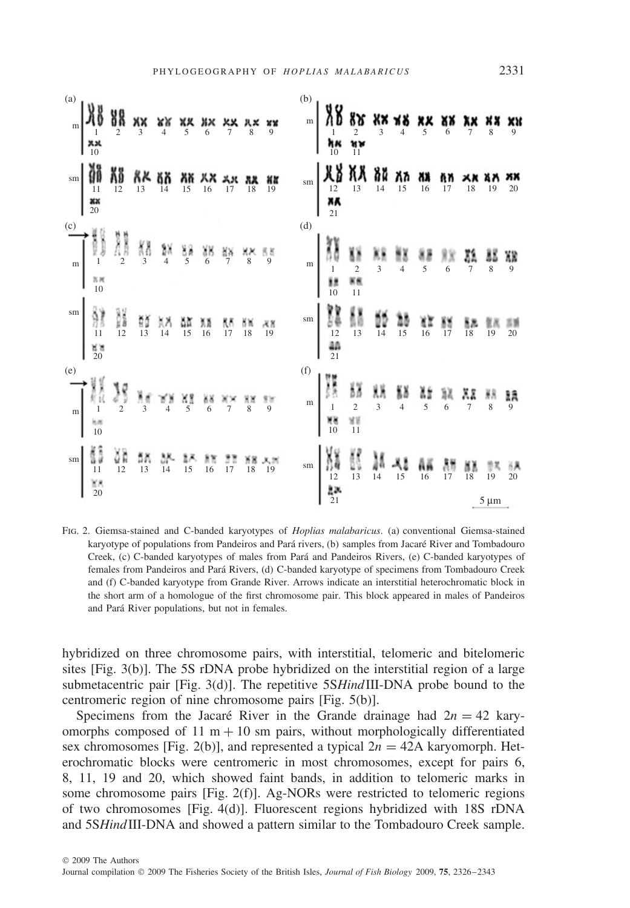FIG. 2. Giemsa-stained and C-banded karyotypes of *Hoplias malabaricus*. (a) conventional Giemsa-stained karyotype of populations from Pandeiros and Pará rivers, (b) samples from Jacaré River and Tombadouro Creek, (c) C-banded karyotypes of males from Pará and Pandeiros Rivers, (e) C-banded karyotypes of females from Pandeiros and Pará Rivers, (d) C-banded karyotype of specimens from Tombadouro Creek and (f) C-banded karyotype from Grande River. Arrows indicate an interstitial heterochromatic block in the short arm of a homologue of the first chromosome pair. This block appeared in males of Pandeiros and Pará River populations, but not in females.

hybridized on three chromosome pairs, with interstitial, telomeric and bitelomeric sites [Fig. 3(b)]. The 5S rDNA probe hybridized on the interstitial region of a large submetacentric pair [Fig. 3(d)]. The repetitive 5S*Hind*III-DNA probe bound to the centromeric region of nine chromosome pairs [Fig. 5(b)].

Specimens from the Jacaré River in the Grande drainage had $2n = 42$ karyomorphs composed of 11 m + 10 sm pairs, without morphologically differentiated sex chromosomes [Fig. 2(b)], and represented a typical $2n = 42$A karyomorph. Heterochromatic blocks were centromeric in most chromosomes, except for pairs 6, 8, 11, 19 and 20, which showed faint bands, in addition to telomeric marks in some chromosome pairs [Fig. 2(f)]. Ag-NORs were restricted to telomeric regions of two chromosomes [Fig. 4(d)]. Fluorescent regions hybridized with 18S rDNA and 5S*Hind*III-DNA and showed a pattern similar to the Tombadouro Creek sample.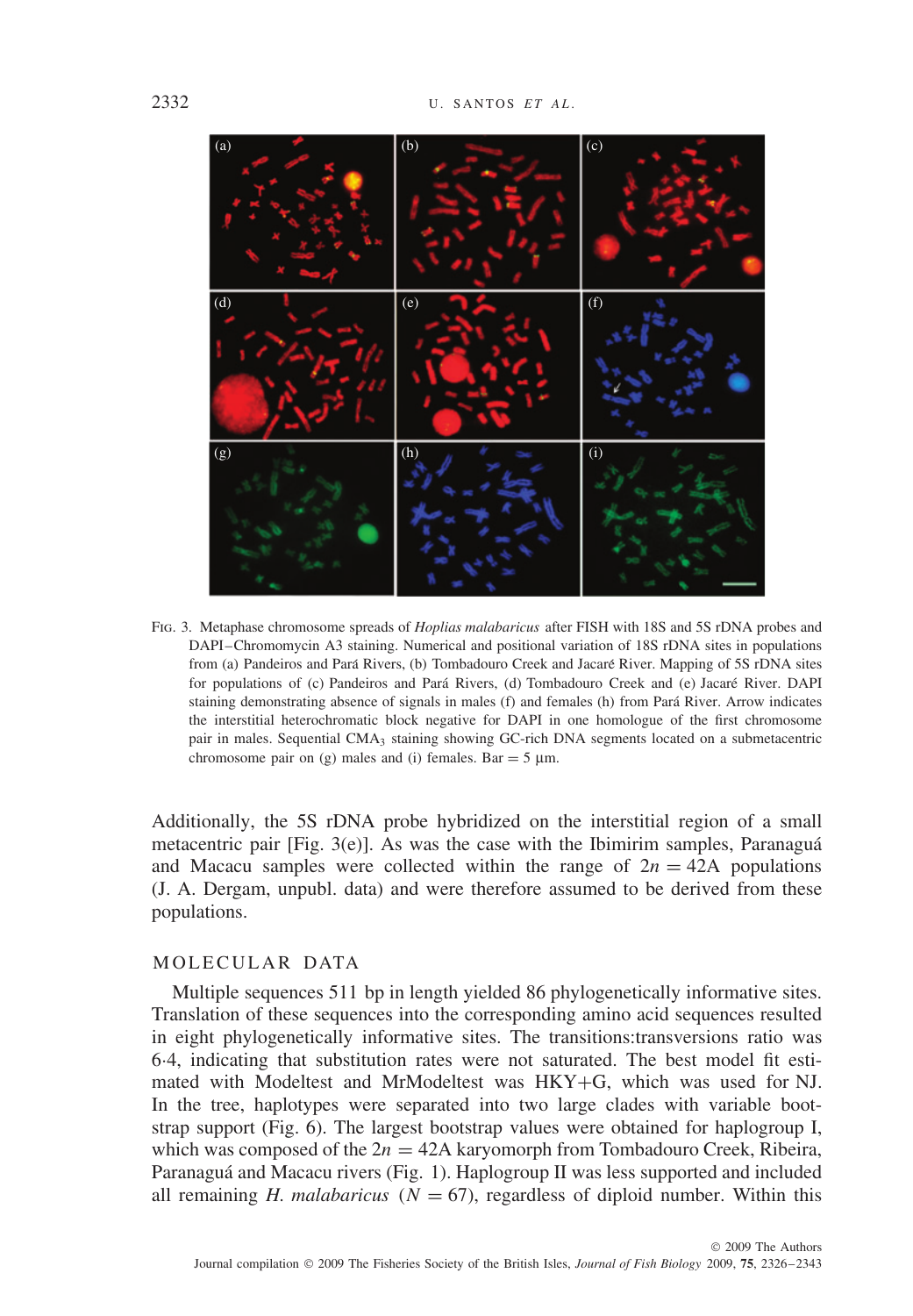FIG. 3. Metaphase chromosome spreads of *Hoplias malabaricus* after FISH with 18S and 5S rDNA probes and DAPI–Chromomycin A3 staining. Numerical and positional variation of 18S rDNA sites in populations from (a) Pandeiros and Pará Rivers, (b) Tombadouro Creek and Jacaré River. Mapping of 5S rDNA sites for populations of (c) Pandeiros and Pará Rivers, (d) Tombadouro Creek and (e) Jacaré River. DAPI staining demonstrating absence of signals in males (f) and females (h) from Pará River. Arrow indicates the interstitial heterochromatic block negative for DAPI in one homologue of the first chromosome pair in males. Sequential $CMA_3$ staining showing GC-rich DNA segments located on a submetacentric chromosome pair on (g) males and (i) females. Bar = 5 µm.

Additionally, the 5S rDNA probe hybridized on the interstitial region of a small metacentric pair [Fig. 3(e)]. As was the case with the Ibimirim samples, Paranaguá and Macacu samples were collected within the range of $2n = 42$A populations (J. A. Dergam, unpubl. data) and were therefore assumed to be derived from these populations.

## MOLECULAR DATA

Multiple sequences 511 bp in length yielded 86 phylogenetically informative sites. Translation of these sequences into the corresponding amino acid sequences resulted in eight phylogenetically informative sites. The transitions:transversions ratio was 6·4, indicating that substitution rates were not saturated. The best model fit estimated with Modeltest and MrModeltest was HKY+G, which was used for NJ. In the tree, haplotypes were separated into two large clades with variable bootstrap support (Fig. 6). The largest bootstrap values were obtained for haplogroup I, which was composed of the $2n = 42$A karyomorph from Tombadouro Creek, Ribeira, Paranaguá and Macacu rivers (Fig. 1). Haplogroup II was less supported and included all remaining *H. malabaricus* ($N = 67$), regardless of diploid number. Within this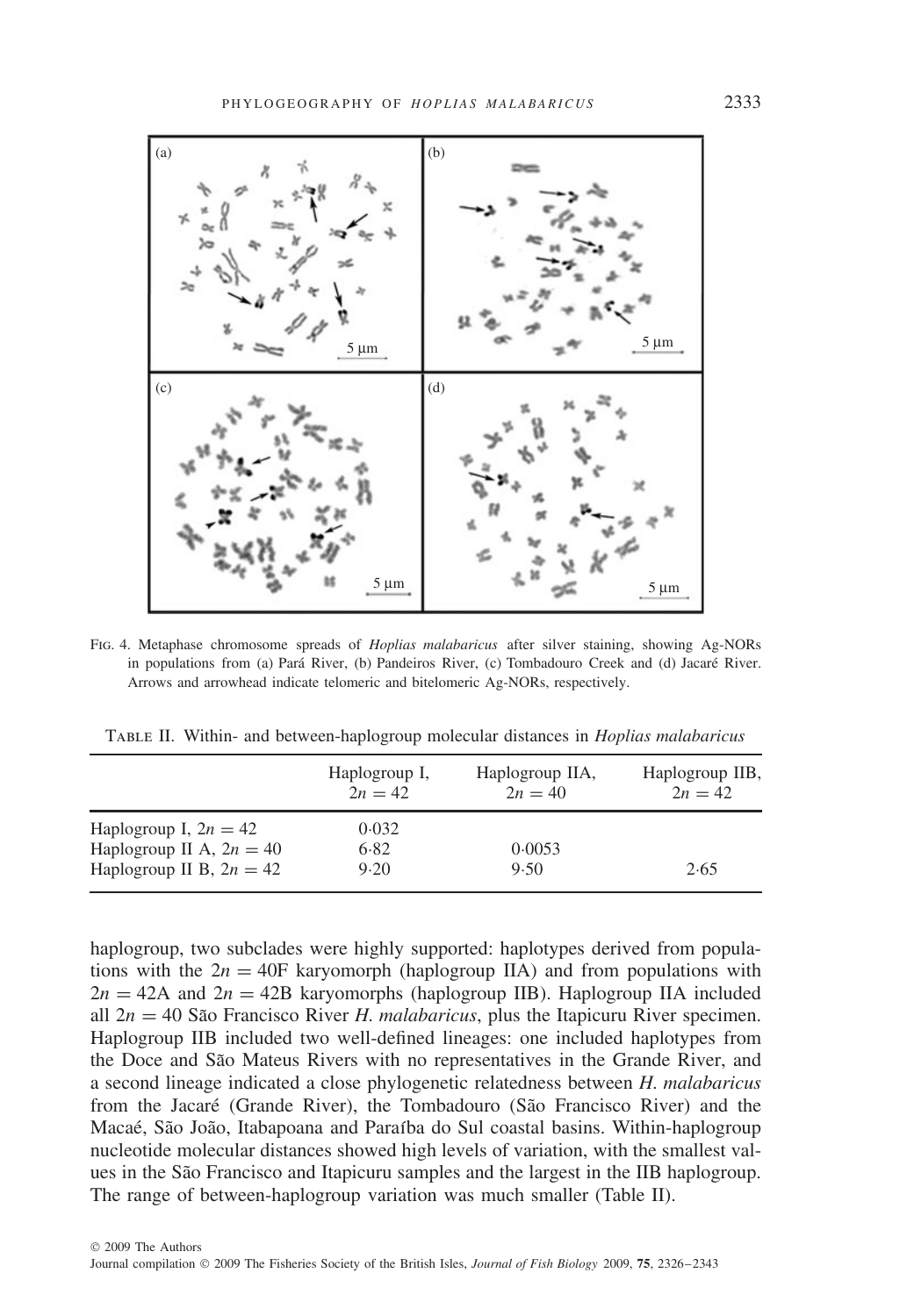Fig. 4. Metaphase chromosome spreads of *Hoplias malabaricus* after silver staining, showing Ag-NORs in populations from (a) Pará River, (b) Pandeiros River, (c) Tombadouro Creek and (d) Jacaré River. Arrows and arrowhead indicate telomeric and bitelomeric Ag-NORs, respectively.

Table II. Within- and between-haplogroup molecular distances in *Hoplias malabaricus*

| | Haplogroup I, $2n = 42$ | Haplogroup IIA, $2n = 40$ | Haplogroup IIB, $2n = 42$ |
|---|---|---|---|
| Haplogroup I, $2n = 42$ | 0·032 | | |
| Haplogroup II A, $2n = 40$ | 6·82 | 0·0053 | |
| Haplogroup II B, $2n = 42$ | 9·20 | 9·50 | 2·65 |

haplogroup, two subclades were highly supported: haplotypes derived from populations with the $2n = 40$F karyomorph (haplogroup IIA) and from populations with $2n = 42$A and $2n = 42$B karyomorphs (haplogroup IIB). Haplogroup IIA included all $2n = 40$ São Francisco River *H. malabaricus*, plus the Itapicuru River specimen. Haplogroup IIB included two well-defined lineages: one included haplotypes from the Doce and São Mateus Rivers with no representatives in the Grande River, and a second lineage indicated a close phylogenetic relatedness between *H. malabaricus* from the Jacaré (Grande River), the Tombadouro (São Francisco River) and the Macaé, São João, Itabapoana and Paraíba do Sul coastal basins. Within-haplogroup nucleotide molecular distances showed high levels of variation, with the smallest values in the São Francisco and Itapicuru samples and the largest in the IIB haplogroup. The range of between-haplogroup variation was much smaller (Table II).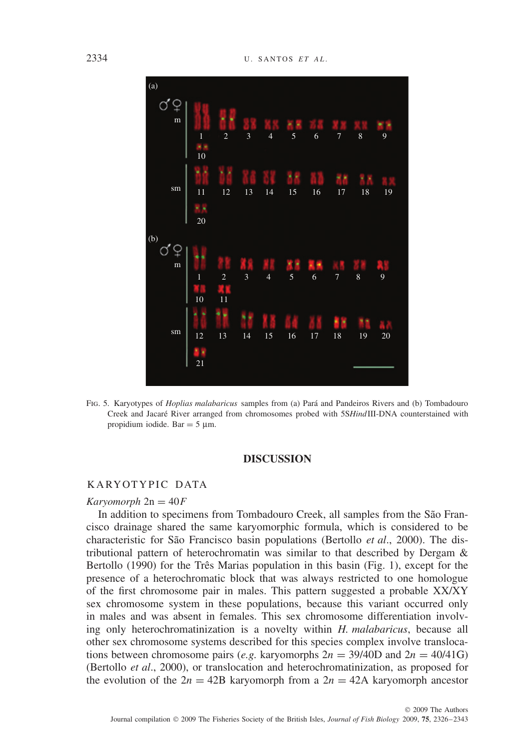Fig. 5. Karyotypes of *Hoplias malabaricus* samples from (a) Pará and Pandeiros Rivers and (b) Tombadouro Creek and Jacaré River arranged from chromosomes probed with 5S*Hind*III-DNA counterstained with propidium iodide. Bar = 5 µm.

## DISCUSSION

### KARYOTYPIC DATA

*Karyomorph* $2n = 40F$

In addition to specimens from Tombadouro Creek, all samples from the São Francisco drainage shared the same karyomorphic formula, which is considered to be characteristic for São Francisco basin populations (Bertollo *et al*., 2000). The distributional pattern of heterochromatin was similar to that described by Dergam & Bertollo (1990) for the Três Marias population in this basin (Fig. 1), except for the presence of a heterochromatic block that was always restricted to one homologue of the first chromosome pair in males. This pattern suggested a probable XX/XY sex chromosome system in these populations, because this variant occurred only in males and was absent in females. This sex chromosome differentiation involving only heterochromatinization is a novelty within *H. malabaricus*, because all other sex chromosome systems described for this species complex involve translocations between chromosome pairs (*e.g.* karyomorphs $2n = 39/40D$ and $2n = 40/41G$) (Bertollo *et al*., 2000), or translocation and heterochromatinization, as proposed for the evolution of the $2n = 42B$ karyomorph from a $2n = 42A$ karyomorph ancestor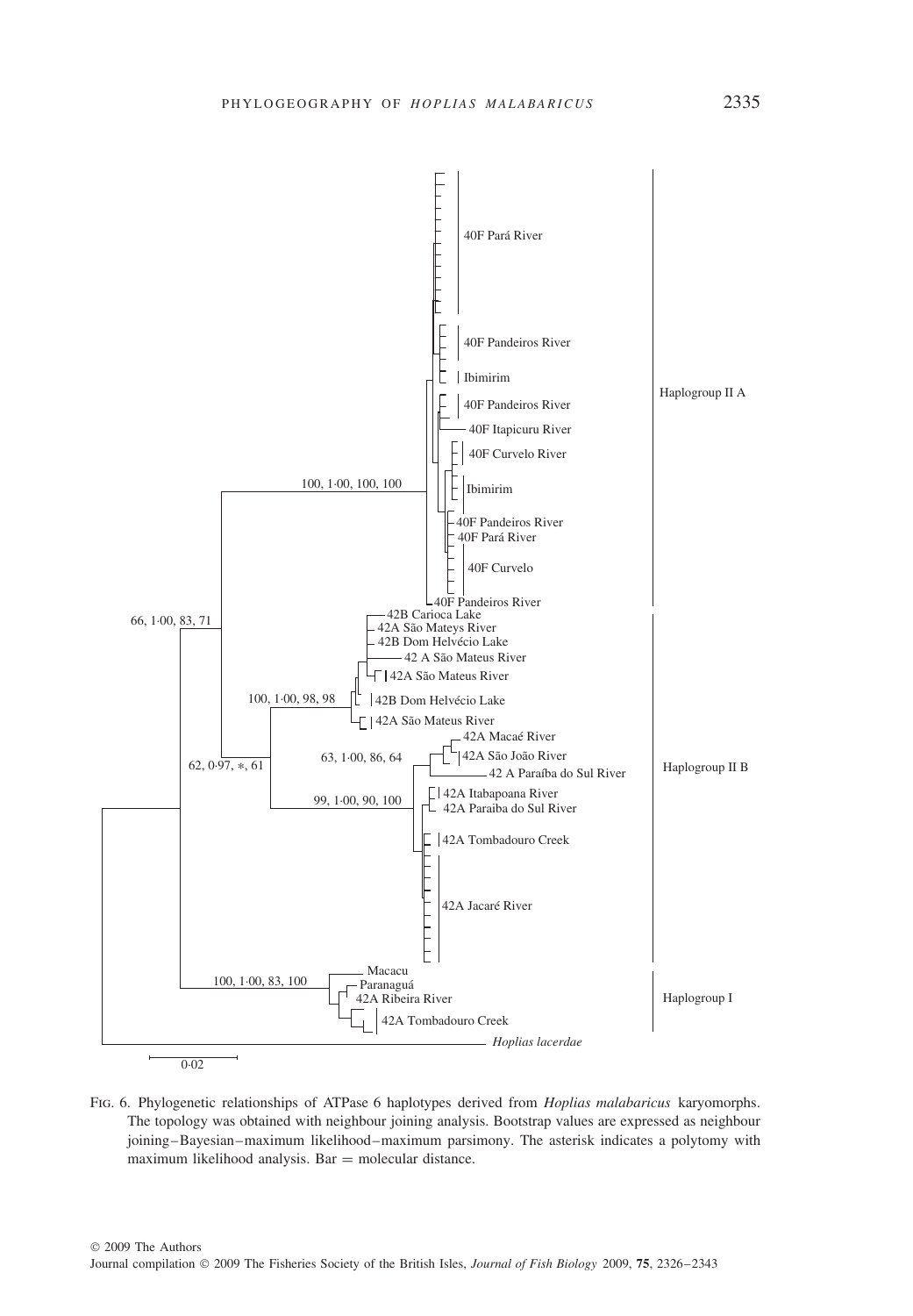FIG. 6. Phylogenetic relationships of ATPase 6 haplotypes derived from *Hoplias malabaricus* karyomorphs. The topology was obtained with neighbour joining analysis. Bootstrap values are expressed as neighbour joining–Bayesian–maximum likelihood–maximum parsimony. The asterisk indicates a polytomy with maximum likelihood analysis. Bar = molecular distance.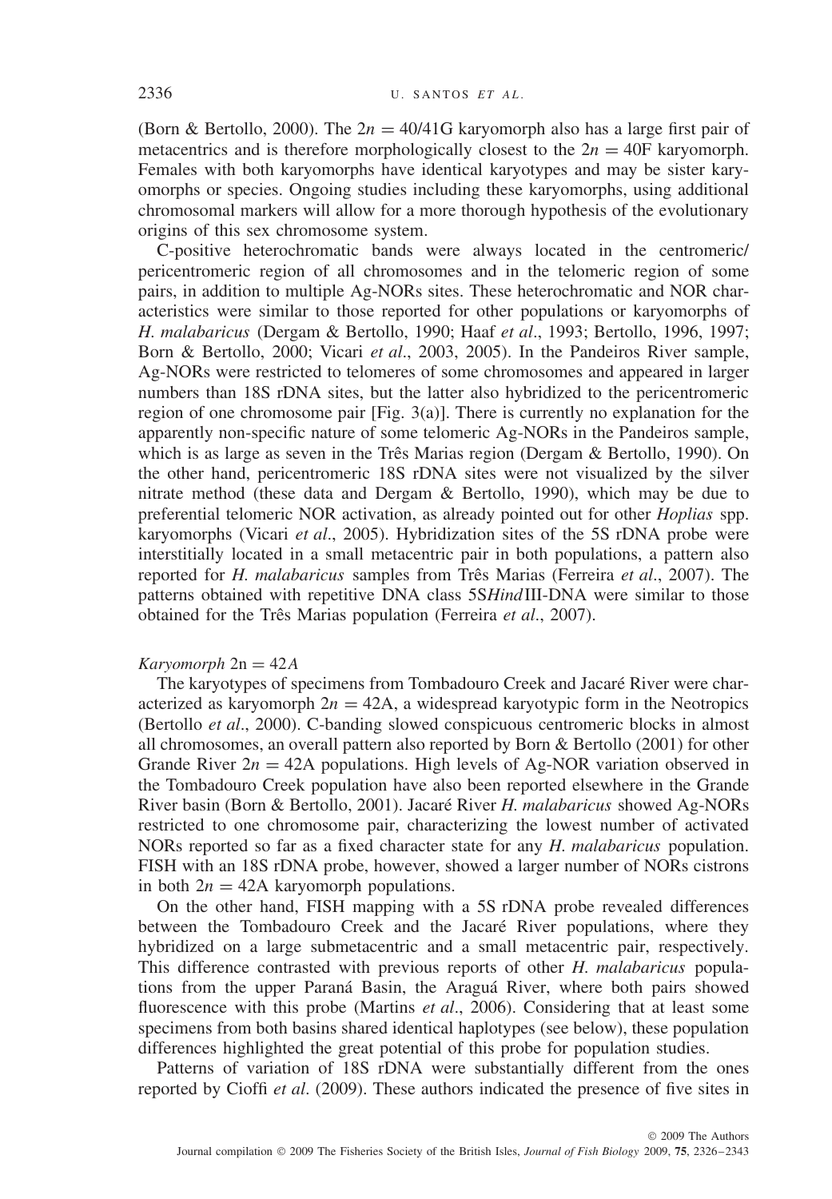(Born & Bertollo, 2000). The $2n = 40/41G$ karyomorph also has a large first pair of metacentrics and is therefore morphologically closest to the $2n = 40F$ karyomorph. Females with both karyomorphs have identical karyotypes and may be sister karyomorphs or species. Ongoing studies including these karyomorphs, using additional chromosomal markers will allow for a more thorough hypothesis of the evolutionary origins of this sex chromosome system.

C-positive heterochromatic bands were always located in the centromeric/pericentromeric region of all chromosomes and in the telomeric region of some pairs, in addition to multiple Ag-NORs sites. These heterochromatic and NOR characteristics were similar to those reported for other populations or karyomorphs of *H. malabaricus* (Dergam & Bertollo, 1990; Haaf *et al*., 1993; Bertollo, 1996, 1997; Born & Bertollo, 2000; Vicari *et al*., 2003, 2005). In the Pandeiros River sample, Ag-NORs were restricted to telomeres of some chromosomes and appeared in larger numbers than 18S rDNA sites, but the latter also hybridized to the pericentromeric region of one chromosome pair [Fig. 3(a)]. There is currently no explanation for the apparently non-specific nature of some telomeric Ag-NORs in the Pandeiros sample, which is as large as seven in the Três Marias region (Dergam & Bertollo, 1990). On the other hand, pericentromeric 18S rDNA sites were not visualized by the silver nitrate method (these data and Dergam & Bertollo, 1990), which may be due to preferential telomeric NOR activation, as already pointed out for other *Hoplias* spp. karyomorphs (Vicari *et al*., 2005). Hybridization sites of the 5S rDNA probe were interstitially located in a small metacentric pair in both populations, a pattern also reported for *H. malabaricus* samples from Três Marias (Ferreira *et al*., 2007). The patterns obtained with repetitive DNA class 5S*Hind*III-DNA were similar to those obtained for the Três Marias population (Ferreira *et al*., 2007).

### *Karyomorph* $2n = 42A$

The karyotypes of specimens from Tombadouro Creek and Jacaré River were characterized as karyomorph $2n = 42A$, a widespread karyotypic form in the Neotropics (Bertollo *et al*., 2000). C-banding slowed conspicuous centromeric blocks in almost all chromosomes, an overall pattern also reported by Born & Bertollo (2001) for other Grande River $2n = 42A$ populations. High levels of Ag-NOR variation observed in the Tombadouro Creek population have also been reported elsewhere in the Grande River basin (Born & Bertollo, 2001). Jacaré River *H. malabaricus* showed Ag-NORs restricted to one chromosome pair, characterizing the lowest number of activated NORs reported so far as a fixed character state for any *H. malabaricus* population. FISH with an 18S rDNA probe, however, showed a larger number of NORs cistrons in both $2n = 42A$ karyomorph populations.

On the other hand, FISH mapping with a 5S rDNA probe revealed differences between the Tombadouro Creek and the Jacaré River populations, where they hybridized on a large submetacentric and a small metacentric pair, respectively. This difference contrasted with previous reports of other *H. malabaricus* populations from the upper Paraná Basin, the Araguá River, where both pairs showed fluorescence with this probe (Martins *et al*., 2006). Considering that at least some specimens from both basins shared identical haplotypes (see below), these population differences highlighted the great potential of this probe for population studies.

Patterns of variation of 18S rDNA were substantially different from the ones reported by Cioffi *et al*. (2009). These authors indicated the presence of five sites in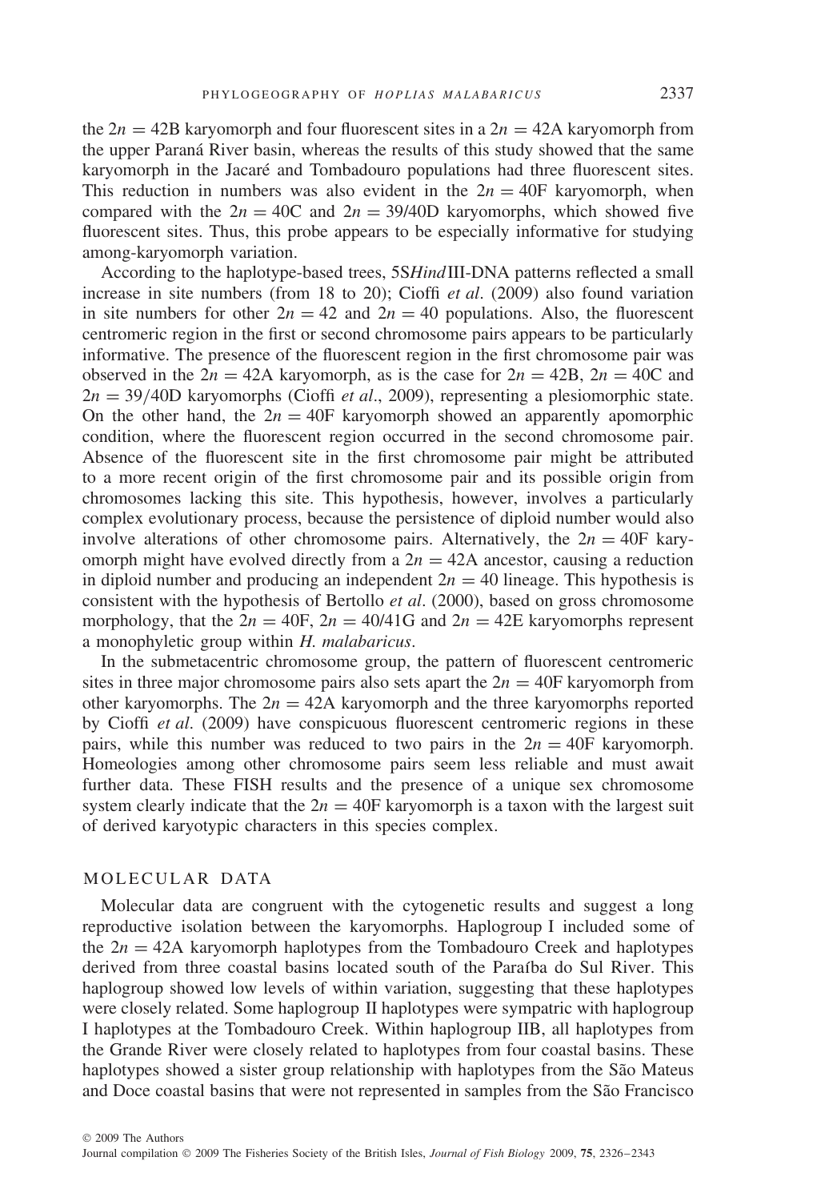the $2n = 42$B karyomorph and four fluorescent sites in a $2n = 42$A karyomorph from the upper Paraná River basin, whereas the results of this study showed that the same karyomorph in the Jacaré and Tombadouro populations had three fluorescent sites. This reduction in numbers was also evident in the $2n = 40$F karyomorph, when compared with the $2n = 40$C and $2n = 39/40$D karyomorphs, which showed five fluorescent sites. Thus, this probe appears to be especially informative for studying among-karyomorph variation.

According to the haplotype-based trees, 5S*Hind*III-DNA patterns reflected a small increase in site numbers (from 18 to 20); Cioffi *et al*. (2009) also found variation in site numbers for other $2n = 42$ and $2n = 40$ populations. Also, the fluorescent centromeric region in the first or second chromosome pairs appears to be particularly informative. The presence of the fluorescent region in the first chromosome pair was observed in the $2n = 42$A karyomorph, as is the case for $2n = 42$B, $2n = 40$C and $2n = 39/40$D karyomorphs (Cioffi *et al*., 2009), representing a plesiomorphic state. On the other hand, the $2n = 40$F karyomorph showed an apparently apomorphic condition, where the fluorescent region occurred in the second chromosome pair. Absence of the fluorescent site in the first chromosome pair might be attributed to a more recent origin of the first chromosome pair and its possible origin from chromosomes lacking this site. This hypothesis, however, involves a particularly complex evolutionary process, because the persistence of diploid number would also involve alterations of other chromosome pairs. Alternatively, the $2n = 40$F karyomorph might have evolved directly from a $2n = 42$A ancestor, causing a reduction in diploid number and producing an independent $2n = 40$ lineage. This hypothesis is consistent with the hypothesis of Bertollo *et al*. (2000), based on gross chromosome morphology, that the $2n = 40$F, $2n = 40/41$G and $2n = 42$E karyomorphs represent a monophyletic group within *H. malabaricus*.

In the submetacentric chromosome group, the pattern of fluorescent centromeric sites in three major chromosome pairs also sets apart the $2n = 40$F karyomorph from other karyomorphs. The $2n = 42$A karyomorph and the three karyomorphs reported by Cioffi *et al*. (2009) have conspicuous fluorescent centromeric regions in these pairs, while this number was reduced to two pairs in the $2n = 40$F karyomorph. Homeologies among other chromosome pairs seem less reliable and must await further data. These FISH results and the presence of a unique sex chromosome system clearly indicate that the $2n = 40$F karyomorph is a taxon with the largest suit of derived karyotypic characters in this species complex.

## MOLECULAR DATA

Molecular data are congruent with the cytogenetic results and suggest a long reproductive isolation between the karyomorphs. Haplogroup I included some of the $2n = 42$A karyomorph haplotypes from the Tombadouro Creek and haplotypes derived from three coastal basins located south of the Paraíba do Sul River. This haplogroup showed low levels of within variation, suggesting that these haplotypes were closely related. Some haplogroup II haplotypes were sympatric with haplogroup I haplotypes at the Tombadouro Creek. Within haplogroup IIB, all haplotypes from the Grande River were closely related to haplotypes from four coastal basins. These haplotypes showed a sister group relationship with haplotypes from the São Mateus and Doce coastal basins that were not represented in samples from the São Francisco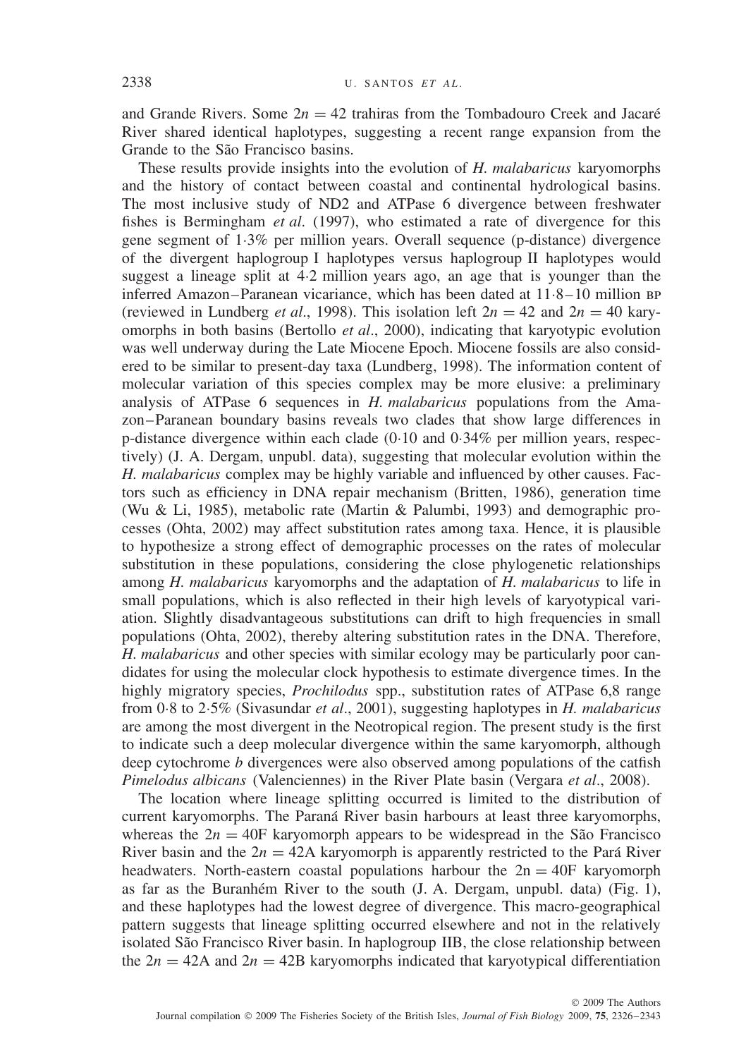and Grande Rivers. Some $2n = 42$ trahiras from the Tombadouro Creek and Jacaré River shared identical haplotypes, suggesting a recent range expansion from the Grande to the São Francisco basins.

These results provide insights into the evolution of *H. malabaricus* karyomorphs and the history of contact between coastal and continental hydrological basins. The most inclusive study of ND2 and ATPase 6 divergence between freshwater fishes is Bermingham *et al*. (1997), who estimated a rate of divergence for this gene segment of 1·3% per million years. Overall sequence (p-distance) divergence of the divergent haplogroup I haplotypes versus haplogroup II haplotypes would suggest a lineage split at 4·2 million years ago, an age that is younger than the inferred Amazon–Paranean vicariance, which has been dated at 11·8–10 million BP (reviewed in Lundberg *et al*., 1998). This isolation left $2n = 42$ and $2n = 40$ karyomorphs in both basins (Bertollo *et al*., 2000), indicating that karyotypic evolution was well underway during the Late Miocene Epoch. Miocene fossils are also considered to be similar to present-day taxa (Lundberg, 1998). The information content of molecular variation of this species complex may be more elusive: a preliminary analysis of ATPase 6 sequences in *H. malabaricus* populations from the Amazon–Paranean boundary basins reveals two clades that show large differences in p-distance divergence within each clade (0·10 and 0·34% per million years, respectively) (J. A. Dergam, unpubl. data), suggesting that molecular evolution within the *H. malabaricus* complex may be highly variable and influenced by other causes. Factors such as efficiency in DNA repair mechanism (Britten, 1986), generation time (Wu & Li, 1985), metabolic rate (Martin & Palumbi, 1993) and demographic processes (Ohta, 2002) may affect substitution rates among taxa. Hence, it is plausible to hypothesize a strong effect of demographic processes on the rates of molecular substitution in these populations, considering the close phylogenetic relationships among *H. malabaricus* karyomorphs and the adaptation of *H. malabaricus* to life in small populations, which is also reflected in their high levels of karyotypical variation. Slightly disadvantageous substitutions can drift to high frequencies in small populations (Ohta, 2002), thereby altering substitution rates in the DNA. Therefore, *H. malabaricus* and other species with similar ecology may be particularly poor candidates for using the molecular clock hypothesis to estimate divergence times. In the highly migratory species, *Prochilodus* spp., substitution rates of ATPase 6,8 range from 0·8 to 2·5% (Sivasundar *et al*., 2001), suggesting haplotypes in *H. malabaricus* are among the most divergent in the Neotropical region. The present study is the first to indicate such a deep molecular divergence within the same karyomorph, although deep cytochrome *b* divergences were also observed among populations of the catfish *Pimelodus albicans* (Valenciennes) in the River Plate basin (Vergara *et al*., 2008).

The location where lineage splitting occurred is limited to the distribution of current karyomorphs. The Paraná River basin harbours at least three karyomorphs, whereas the $2n = 40$F karyomorph appears to be widespread in the São Francisco River basin and the $2n = 42$A karyomorph is apparently restricted to the Pará River headwaters. North-eastern coastal populations harbour the $2n = 40$F karyomorph as far as the Buranhém River to the south (J. A. Dergam, unpubl. data) (Fig. 1), and these haplotypes had the lowest degree of divergence. This macro-geographical pattern suggests that lineage splitting occurred elsewhere and not in the relatively isolated São Francisco River basin. In haplogroup IIB, the close relationship between the $2n = 42$A and $2n = 42$B karyomorphs indicated that karyotypical differentiation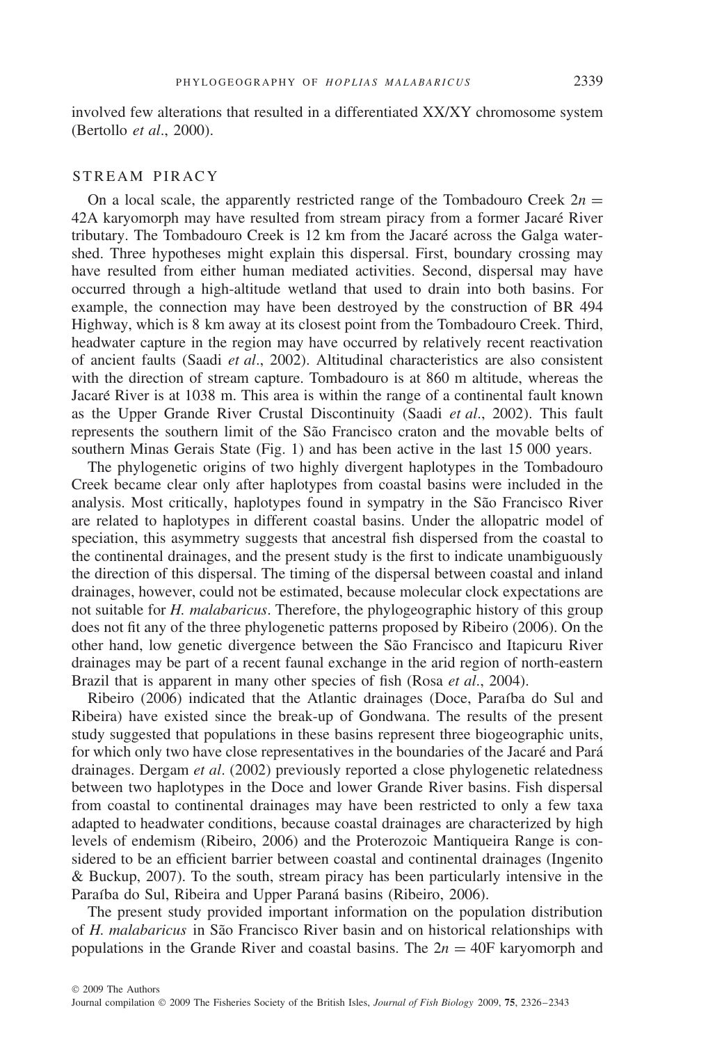involved few alterations that resulted in a differentiated XX/XY chromosome system (Bertollo *et al*., 2000).

## STREAM PIRACY

On a local scale, the apparently restricted range of the Tombadouro Creek $2n = 42A$ karyomorph may have resulted from stream piracy from a former Jacaré River tributary. The Tombadouro Creek is 12 km from the Jacaré across the Galga watershed. Three hypotheses might explain this dispersal. First, boundary crossing may have resulted from either human mediated activities. Second, dispersal may have occurred through a high-altitude wetland that used to drain into both basins. For example, the connection may have been destroyed by the construction of BR 494 Highway, which is 8 km away at its closest point from the Tombadouro Creek. Third, headwater capture in the region may have occurred by relatively recent reactivation of ancient faults (Saadi *et al*., 2002). Altitudinal characteristics are also consistent with the direction of stream capture. Tombadouro is at 860 m altitude, whereas the Jacaré River is at 1038 m. This area is within the range of a continental fault known as the Upper Grande River Crustal Discontinuity (Saadi *et al*., 2002). This fault represents the southern limit of the São Francisco craton and the movable belts of southern Minas Gerais State (Fig. 1) and has been active in the last 15 000 years.

The phylogenetic origins of two highly divergent haplotypes in the Tombadouro Creek became clear only after haplotypes from coastal basins were included in the analysis. Most critically, haplotypes found in sympatry in the São Francisco River are related to haplotypes in different coastal basins. Under the allopatric model of speciation, this asymmetry suggests that ancestral fish dispersed from the coastal to the continental drainages, and the present study is the first to indicate unambiguously the direction of this dispersal. The timing of the dispersal between coastal and inland drainages, however, could not be estimated, because molecular clock expectations are not suitable for *H. malabaricus*. Therefore, the phylogeographic history of this group does not fit any of the three phylogenetic patterns proposed by Ribeiro (2006). On the other hand, low genetic divergence between the São Francisco and Itapicuru River drainages may be part of a recent faunal exchange in the arid region of north-eastern Brazil that is apparent in many other species of fish (Rosa *et al*., 2004).

Ribeiro (2006) indicated that the Atlantic drainages (Doce, Paraíba do Sul and Ribeira) have existed since the break-up of Gondwana. The results of the present study suggested that populations in these basins represent three biogeographic units, for which only two have close representatives in the boundaries of the Jacaré and Pará drainages. Dergam *et al*. (2002) previously reported a close phylogenetic relatedness between two haplotypes in the Doce and lower Grande River basins. Fish dispersal from coastal to continental drainages may have been restricted to only a few taxa adapted to headwater conditions, because coastal drainages are characterized by high levels of endemism (Ribeiro, 2006) and the Proterozoic Mantiqueira Range is considered to be an efficient barrier between coastal and continental drainages (Ingenito & Buckup, 2007). To the south, stream piracy has been particularly intensive in the Paraíba do Sul, Ribeira and Upper Paraná basins (Ribeiro, 2006).

The present study provided important information on the population distribution of *H. malabaricus* in São Francisco River basin and on historical relationships with populations in the Grande River and coastal basins. The $2n = 40F$ karyomorph and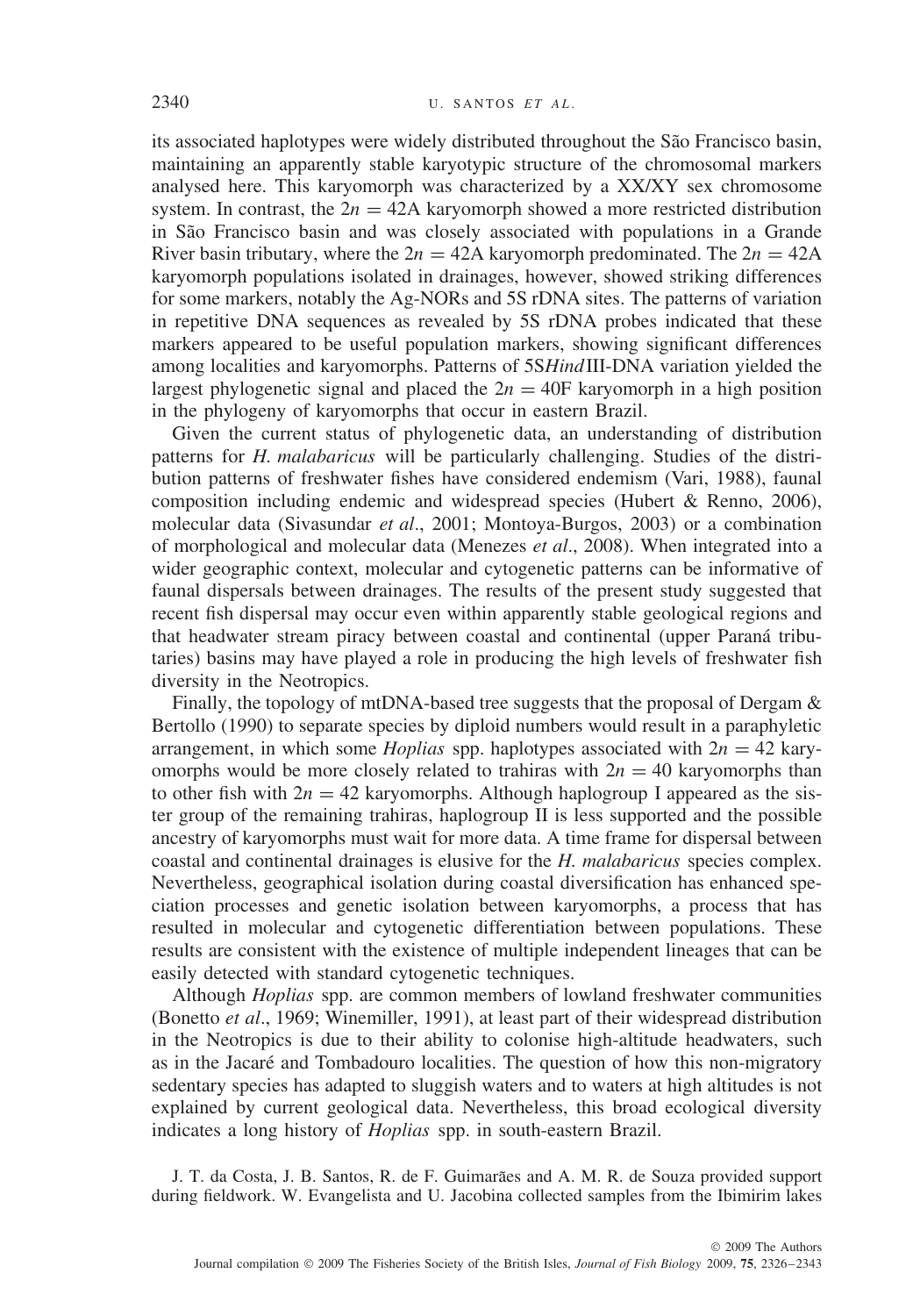its associated haplotypes were widely distributed throughout the São Francisco basin, maintaining an apparently stable karyotypic structure of the chromosomal markers analysed here. This karyomorph was characterized by a XX/XY sex chromosome system. In contrast, the $2n = 42$A karyomorph showed a more restricted distribution in São Francisco basin and was closely associated with populations in a Grande River basin tributary, where the $2n = 42$A karyomorph predominated. The $2n = 42$A karyomorph populations isolated in drainages, however, showed striking differences for some markers, notably the Ag-NORs and 5S rDNA sites. The patterns of variation in repetitive DNA sequences as revealed by 5S rDNA probes indicated that these markers appeared to be useful population markers, showing significant differences among localities and karyomorphs. Patterns of 5S*Hind*III-DNA variation yielded the largest phylogenetic signal and placed the $2n = 40$F karyomorph in a high position in the phylogeny of karyomorphs that occur in eastern Brazil.

Given the current status of phylogenetic data, an understanding of distribution patterns for *H. malabaricus* will be particularly challenging. Studies of the distribution patterns of freshwater fishes have considered endemism (Vari, 1988), faunal composition including endemic and widespread species (Hubert & Renno, 2006), molecular data (Sivasundar *et al*., 2001; Montoya-Burgos, 2003) or a combination of morphological and molecular data (Menezes *et al*., 2008). When integrated into a wider geographic context, molecular and cytogenetic patterns can be informative of faunal dispersals between drainages. The results of the present study suggested that recent fish dispersal may occur even within apparently stable geological regions and that headwater stream piracy between coastal and continental (upper Paraná tributaries) basins may have played a role in producing the high levels of freshwater fish diversity in the Neotropics.

Finally, the topology of mtDNA-based tree suggests that the proposal of Dergam & Bertollo (1990) to separate species by diploid numbers would result in a paraphyletic arrangement, in which some *Hoplias* spp. haplotypes associated with $2n = 42$ karyomorphs would be more closely related to trahiras with $2n = 40$ karyomorphs than to other fish with $2n = 42$ karyomorphs. Although haplogroup I appeared as the sister group of the remaining trahiras, haplogroup II is less supported and the possible ancestry of karyomorphs must wait for more data. A time frame for dispersal between coastal and continental drainages is elusive for the *H. malabaricus* species complex. Nevertheless, geographical isolation during coastal diversification has enhanced speciation processes and genetic isolation between karyomorphs, a process that has resulted in molecular and cytogenetic differentiation between populations. These results are consistent with the existence of multiple independent lineages that can be easily detected with standard cytogenetic techniques.

Although *Hoplias* spp. are common members of lowland freshwater communities (Bonetto *et al*., 1969; Winemiller, 1991), at least part of their widespread distribution in the Neotropics is due to their ability to colonise high-altitude headwaters, such as in the Jacaré and Tombadouro localities. The question of how this non-migratory sedentary species has adapted to sluggish waters and to waters at high altitudes is not explained by current geological data. Nevertheless, this broad ecological diversity indicates a long history of *Hoplias* spp. in south-eastern Brazil.

J. T. da Costa, J. B. Santos, R. de F. Guimarães and A. M. R. de Souza provided support during fieldwork. W. Evangelista and U. Jacobina collected samples from the Ibimirim lakes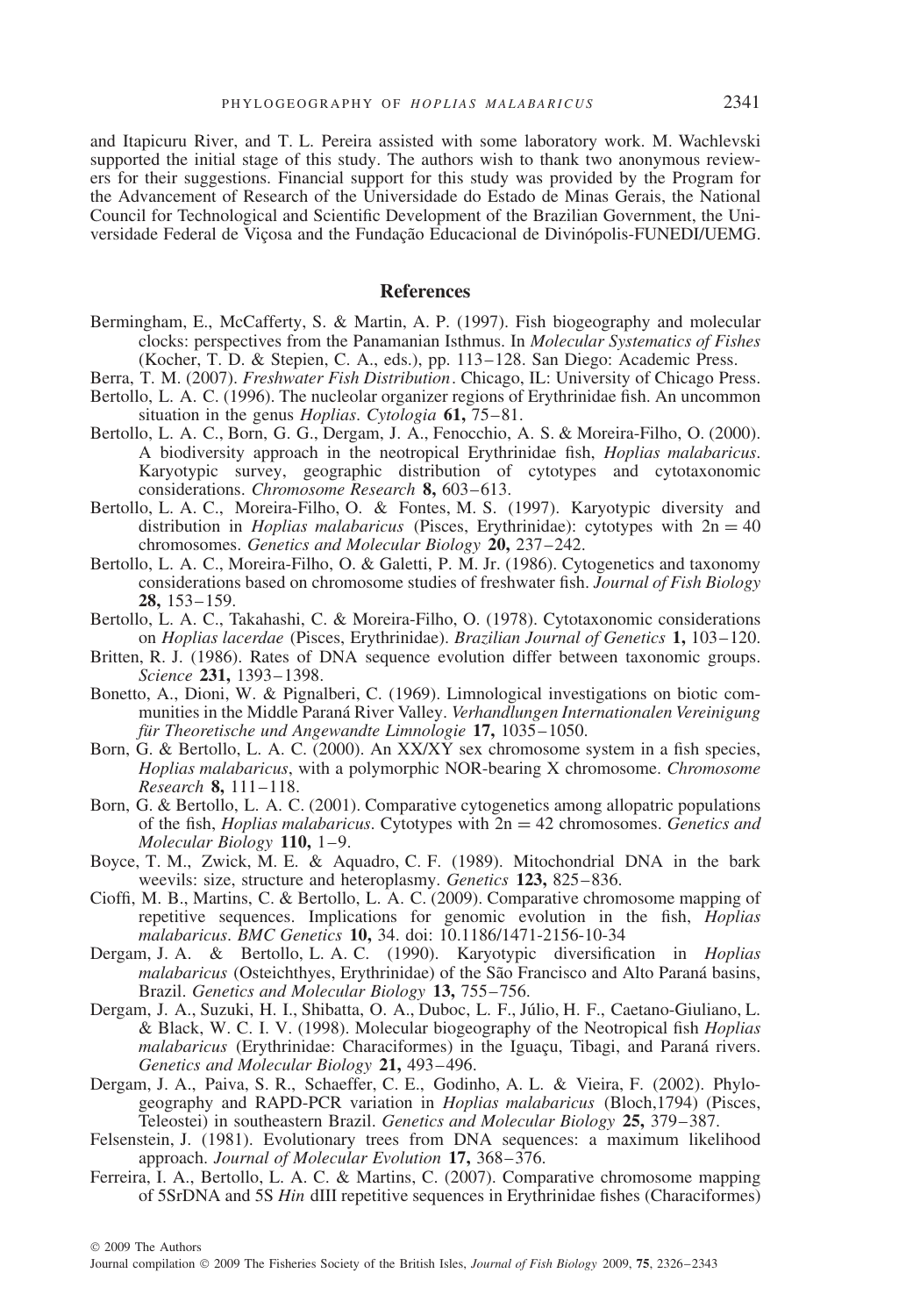and Itapicuru River, and T. L. Pereira assisted with some laboratory work. M. Wachlevski supported the initial stage of this study. The authors wish to thank two anonymous reviewers for their suggestions. Financial support for this study was provided by the Program for the Advancement of Research of the Universidade do Estado de Minas Gerais, the National Council for Technological and Scientific Development of the Brazilian Government, the Universidade Federal de Viçosa and the Fundação Educacional de Divinópolis-FUNEDI/UEMG.

## References

Bermingham, E., McCafferty, S. & Martin, A. P. (1997). Fish biogeography and molecular clocks: perspectives from the Panamanian Isthmus. In *Molecular Systematics of Fishes* (Kocher, T. D. & Stepien, C. A., eds.), pp. 113–128. San Diego: Academic Press.

Berra, T. M. (2007). *Freshwater Fish Distribution*. Chicago, IL: University of Chicago Press.

Bertollo, L. A. C. (1996). The nucleolar organizer regions of Erythrinidae fish. An uncommon situation in the genus *Hoplias*. *Cytologia* **61,** 75–81.

Bertollo, L. A. C., Born, G. G., Dergam, J. A., Fenocchio, A. S. & Moreira-Filho, O. (2000). A biodiversity approach in the neotropical Erythrinidae fish, *Hoplias malabaricus*. Karyotypic survey, geographic distribution of cytotypes and cytotaxonomic considerations. *Chromosome Research* **8,** 603–613.

Bertollo, L. A. C., Moreira-Filho, O. & Fontes, M. S. (1997). Karyotypic diversity and distribution in *Hoplias malabaricus* (Pisces, Erythrinidae): cytotypes with $2n = 40$ chromosomes. *Genetics and Molecular Biology* **20,** 237–242.

Bertollo, L. A. C., Moreira-Filho, O. & Galetti, P. M. Jr. (1986). Cytogenetics and taxonomy considerations based on chromosome studies of freshwater fish. *Journal of Fish Biology* **28,** 153–159.

Bertollo, L. A. C., Takahashi, C. & Moreira-Filho, O. (1978). Cytotaxonomic considerations on *Hoplias lacerdae* (Pisces, Erythrinidae). *Brazilian Journal of Genetics* **1,** 103–120.

Britten, R. J. (1986). Rates of DNA sequence evolution differ between taxonomic groups. *Science* **231,** 1393–1398.

Bonetto, A., Dioni, W. & Pignalberi, C. (1969). Limnological investigations on biotic communities in the Middle Paraná River Valley. *Verhandlungen Internationalen Vereinigung für Theoretische und Angewandte Limnologie* **17,** 1035–1050.

Born, G. & Bertollo, L. A. C. (2000). An XX/XY sex chromosome system in a fish species, *Hoplias malabaricus*, with a polymorphic NOR-bearing X chromosome. *Chromosome Research* **8,** 111–118.

Born, G. & Bertollo, L. A. C. (2001). Comparative cytogenetics among allopatric populations of the fish, *Hoplias malabaricus*. Cytotypes with $2n = 42$ chromosomes. *Genetics and Molecular Biology* **110,** 1–9.

Boyce, T. M., Zwick, M. E. & Aquadro, C. F. (1989). Mitochondrial DNA in the bark weevils: size, structure and heteroplasmy. *Genetics* **123,** 825–836.

Cioffi, M. B., Martins, C. & Bertollo, L. A. C. (2009). Comparative chromosome mapping of repetitive sequences. Implications for genomic evolution in the fish, *Hoplias malabaricus*. *BMC Genetics* **10,** 34. doi: 10.1186/1471-2156-10-34

Dergam, J. A. & Bertollo, L. A. C. (1990). Karyotypic diversification in *Hoplias malabaricus* (Osteichthyes, Erythrinidae) of the São Francisco and Alto Paraná basins, Brazil. *Genetics and Molecular Biology* **13,** 755–756.

Dergam, J. A., Suzuki, H. I., Shibatta, O. A., Duboc, L. F., Júlio, H. F., Caetano-Giuliano, L. & Black, W. C. I. V. (1998). Molecular biogeography of the Neotropical fish *Hoplias malabaricus* (Erythrinidae: Characiformes) in the Iguaçu, Tibagi, and Paraná rivers. *Genetics and Molecular Biology* **21,** 493–496.

Dergam, J. A., Paiva, S. R., Schaeffer, C. E., Godinho, A. L. & Vieira, F. (2002). Phylogeography and RAPD-PCR variation in *Hoplias malabaricus* (Bloch,1794) (Pisces, Teleostei) in southeastern Brazil. *Genetics and Molecular Biology* **25,** 379–387.

Felsenstein, J. (1981). Evolutionary trees from DNA sequences: a maximum likelihood approach. *Journal of Molecular Evolution* **17,** 368–376.

Ferreira, I. A., Bertollo, L. A. C. & Martins, C. (2007). Comparative chromosome mapping of 5SrDNA and 5S *Hin* dIII repetitive sequences in Erythrinidae fishes (Characiformes)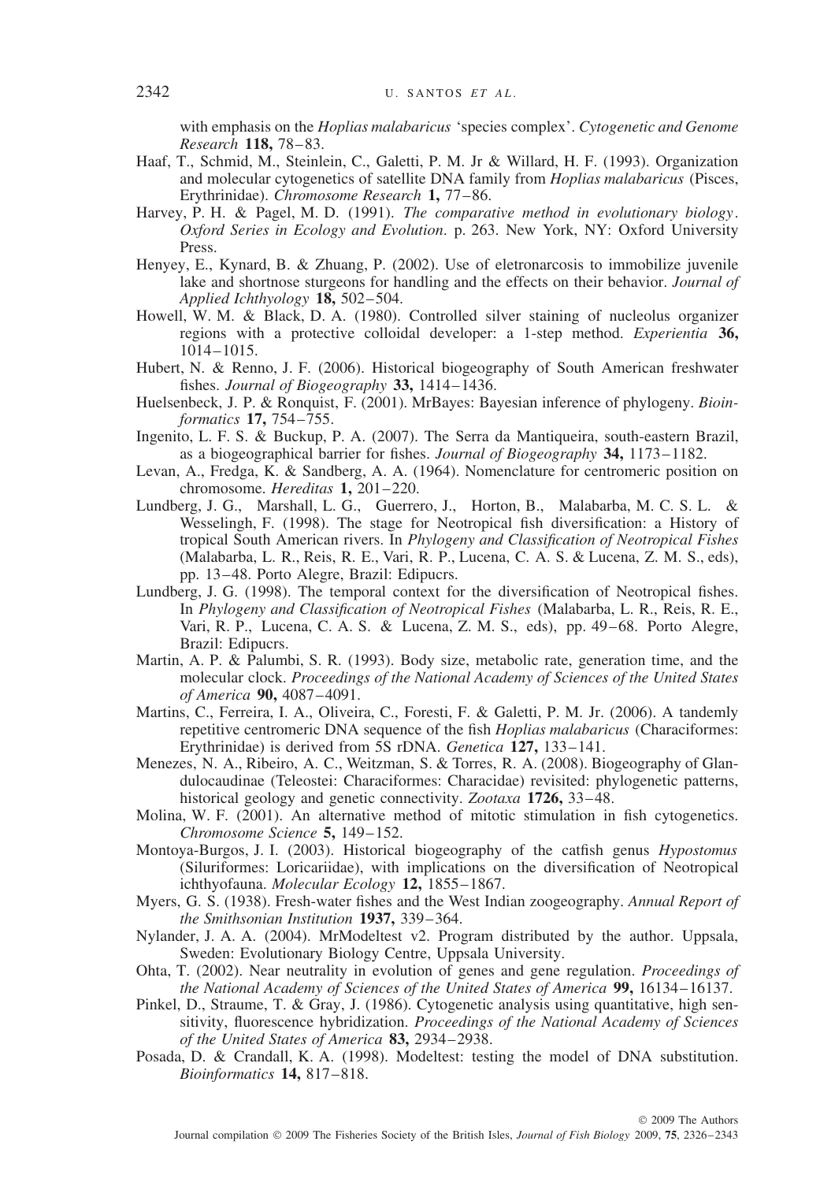with emphasis on the *Hoplias malabaricus* 'species complex'. *Cytogenetic and Genome Research* **118,** 78–83.

Haaf, T., Schmid, M., Steinlein, C., Galetti, P. M. Jr & Willard, H. F. (1993). Organization and molecular cytogenetics of satellite DNA family from *Hoplias malabaricus* (Pisces, Erythrinidae). *Chromosome Research* **1,** 77–86.

Harvey, P. H. & Pagel, M. D. (1991). *The comparative method in evolutionary biology*. *Oxford Series in Ecology and Evolution*. p. 263. New York, NY: Oxford University Press.

Henyey, E., Kynard, B. & Zhuang, P. (2002). Use of eletronarcosis to immobilize juvenile lake and shortnose sturgeons for handling and the effects on their behavior. *Journal of Applied Ichthyology* **18,** 502–504.

Howell, W. M. & Black, D. A. (1980). Controlled silver staining of nucleolus organizer regions with a protective colloidal developer: a 1-step method. *Experientia* **36,** 1014–1015.

Hubert, N. & Renno, J. F. (2006). Historical biogeography of South American freshwater fishes. *Journal of Biogeography* **33,** 1414–1436.

Huelsenbeck, J. P. & Ronquist, F. (2001). MrBayes: Bayesian inference of phylogeny. *Bioinformatics* **17,** 754–755.

Ingenito, L. F. S. & Buckup, P. A. (2007). The Serra da Mantiqueira, south-eastern Brazil, as a biogeographical barrier for fishes. *Journal of Biogeography* **34,** 1173–1182.

Levan, A., Fredga, K. & Sandberg, A. A. (1964). Nomenclature for centromeric position on chromosome. *Hereditas* **1,** 201–220.

Lundberg, J. G., Marshall, L. G., Guerrero, J., Horton, B., Malabarba, M. C. S. L. & Wesselingh, F. (1998). The stage for Neotropical fish diversification: a History of tropical South American rivers. In *Phylogeny and Classification of Neotropical Fishes* (Malabarba, L. R., Reis, R. E., Vari, R. P., Lucena, C. A. S. & Lucena, Z. M. S., eds), pp. 13–48. Porto Alegre, Brazil: Edipucrs.

Lundberg, J. G. (1998). The temporal context for the diversification of Neotropical fishes. In *Phylogeny and Classification of Neotropical Fishes* (Malabarba, L. R., Reis, R. E., Vari, R. P., Lucena, C. A. S. & Lucena, Z. M. S., eds), pp. 49–68. Porto Alegre, Brazil: Edipucrs.

Martin, A. P. & Palumbi, S. R. (1993). Body size, metabolic rate, generation time, and the molecular clock. *Proceedings of the National Academy of Sciences of the United States of America* **90,** 4087–4091.

Martins, C., Ferreira, I. A., Oliveira, C., Foresti, F. & Galetti, P. M. Jr. (2006). A tandemly repetitive centromeric DNA sequence of the fish *Hoplias malabaricus* (Characiformes: Erythrinidae) is derived from 5S rDNA. *Genetica* **127,** 133–141.

Menezes, N. A., Ribeiro, A. C., Weitzman, S. & Torres, R. A. (2008). Biogeography of Glandulocaudinae (Teleostei: Characiformes: Characidae) revisited: phylogenetic patterns, historical geology and genetic connectivity. *Zootaxa* **1726,** 33–48.

Molina, W. F. (2001). An alternative method of mitotic stimulation in fish cytogenetics. *Chromosome Science* **5,** 149–152.

Montoya-Burgos, J. I. (2003). Historical biogeography of the catfish genus *Hypostomus* (Siluriformes: Loricariidae), with implications on the diversification of Neotropical ichthyofauna. *Molecular Ecology* **12,** 1855–1867.

Myers, G. S. (1938). Fresh-water fishes and the West Indian zoogeography. *Annual Report of the Smithsonian Institution* **1937,** 339–364.

Nylander, J. A. A. (2004). MrModeltest v2. Program distributed by the author. Uppsala, Sweden: Evolutionary Biology Centre, Uppsala University.

Ohta, T. (2002). Near neutrality in evolution of genes and gene regulation. *Proceedings of the National Academy of Sciences of the United States of America* **99,** 16134–16137.

Pinkel, D., Straume, T. & Gray, J. (1986). Cytogenetic analysis using quantitative, high sensitivity, fluorescence hybridization. *Proceedings of the National Academy of Sciences of the United States of America* **83,** 2934–2938.

Posada, D. & Crandall, K. A. (1998). Modeltest: testing the model of DNA substitution. *Bioinformatics* **14,** 817–818.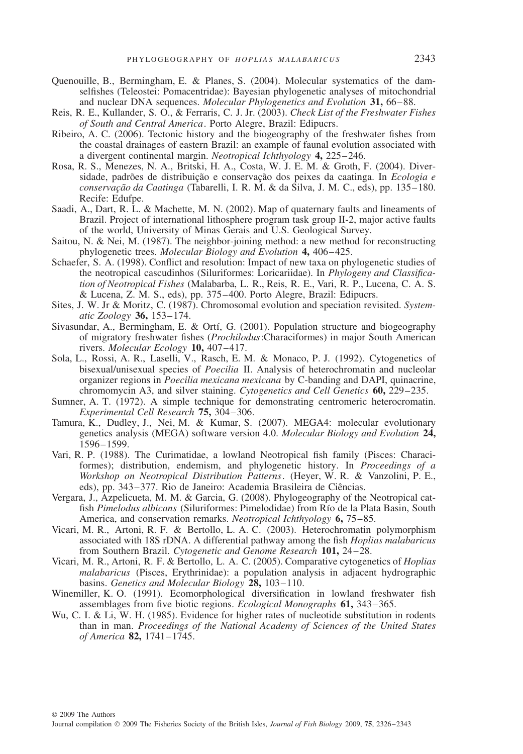Quenouille, B., Bermingham, E. & Planes, S. (2004). Molecular systematics of the damselfishes (Teleostei: Pomacentridae): Bayesian phylogenetic analyses of mitochondrial and nuclear DNA sequences. *Molecular Phylogenetics and Evolution* **31,** 66–88.

Reis, R. E., Kullander, S. O., & Ferraris, C. J. Jr. (2003). *Check List of the Freshwater Fishes of South and Central America*. Porto Alegre, Brazil: Edipucrs.

Ribeiro, A. C. (2006). Tectonic history and the biogeography of the freshwater fishes from the coastal drainages of eastern Brazil: an example of faunal evolution associated with a divergent continental margin. *Neotropical Ichthyology* **4,** 225–246.

Rosa, R. S., Menezes, N. A., Britski, H. A., Costa, W. J. E. M. & Groth, F. (2004). Diversidade, padrões de distribuição e conservação dos peixes da caatinga. In *Ecologia e conservação da Caatinga* (Tabarelli, I. R. M. & da Silva, J. M. C., eds), pp. 135–180. Recife: Edufpe.

Saadi, A., Dart, R. L. & Machette, M. N. (2002). Map of quaternary faults and lineaments of Brazil. Project of international lithosphere program task group II-2, major active faults of the world, University of Minas Gerais and U.S. Geological Survey.

Saitou, N. & Nei, M. (1987). The neighbor-joining method: a new method for reconstructing phylogenetic trees. *Molecular Biology and Evolution* **4,** 406–425.

Schaefer, S. A. (1998). Conflict and resolution: Impact of new taxa on phylogenetic studies of the neotropical cascudinhos (Siluriformes: Loricariidae). In *Phylogeny and Classification of Neotropical Fishes* (Malabarba, L. R., Reis, R. E., Vari, R. P., Lucena, C. A. S. & Lucena, Z. M. S., eds), pp. 375–400. Porto Alegre, Brazil: Edipucrs.

Sites, J. W. Jr & Moritz, C. (1987). Chromosomal evolution and speciation revisited. *Systematic Zoology* **36,** 153–174.

Sivasundar, A., Bermingham, E. & Ortí, G. (2001). Population structure and biogeography of migratory freshwater fishes (*Prochilodus*:Characiformes) in major South American rivers. *Molecular Ecology* **10,** 407–417.

Sola, L., Rossi, A. R., Laselli, V., Rasch, E. M. & Monaco, P. J. (1992). Cytogenetics of bisexual/unisexual species of *Poecilia* II. Analysis of heterochromatin and nucleolar organizer regions in *Poecilia mexicana mexicana* by C-banding and DAPI, quinacrine, chromomycin A3, and silver staining. *Cytogenetics and Cell Genetics* **60,** 229–235.

Sumner, A. T. (1972). A simple technique for demonstrating centromeric heterocromatin. *Experimental Cell Research* **75,** 304–306.

Tamura, K., Dudley, J., Nei, M. & Kumar, S. (2007). MEGA4: molecular evolutionary genetics analysis (MEGA) software version 4.0. *Molecular Biology and Evolution* **24,** 1596–1599.

Vari, R. P. (1988). The Curimatidae, a lowland Neotropical fish family (Pisces: Characiformes); distribution, endemism, and phylogenetic history. In *Proceedings of a Workshop on Neotropical Distribution Patterns*. (Heyer, W. R. & Vanzolini, P. E., eds), pp. 343–377. Rio de Janeiro: Academia Brasileira de Ciências.

Vergara, J., Azpelicueta, M. M. & Garcia, G. (2008). Phylogeography of the Neotropical catfish *Pimelodus albicans* (Siluriformes: Pimelodidae) from Río de la Plata Basin, South America, and conservation remarks. *Neotropical Ichthyology* **6,** 75–85.

Vicari, M. R., Artoni, R. F. & Bertollo, L. A. C. (2003). Heterochromatin polymorphism associated with 18S rDNA. A differential pathway among the fish *Hoplias malabaricus* from Southern Brazil. *Cytogenetic and Genome Research* **101,** 24–28.

Vicari, M. R., Artoni, R. F. & Bertollo, L. A. C. (2005). Comparative cytogenetics of *Hoplias malabaricus* (Pisces, Erythrinidae): a population analysis in adjacent hydrographic basins. *Genetics and Molecular Biology* **28,** 103–110.

Winemiller, K. O. (1991). Ecomorphological diversification in lowland freshwater fish assemblages from five biotic regions. *Ecological Monographs* **61,** 343–365.

Wu, C. I. & Li, W. H. (1985). Evidence for higher rates of nucleotide substitution in rodents than in man. *Proceedings of the National Academy of Sciences of the United States of America* **82,** 1741–1745.